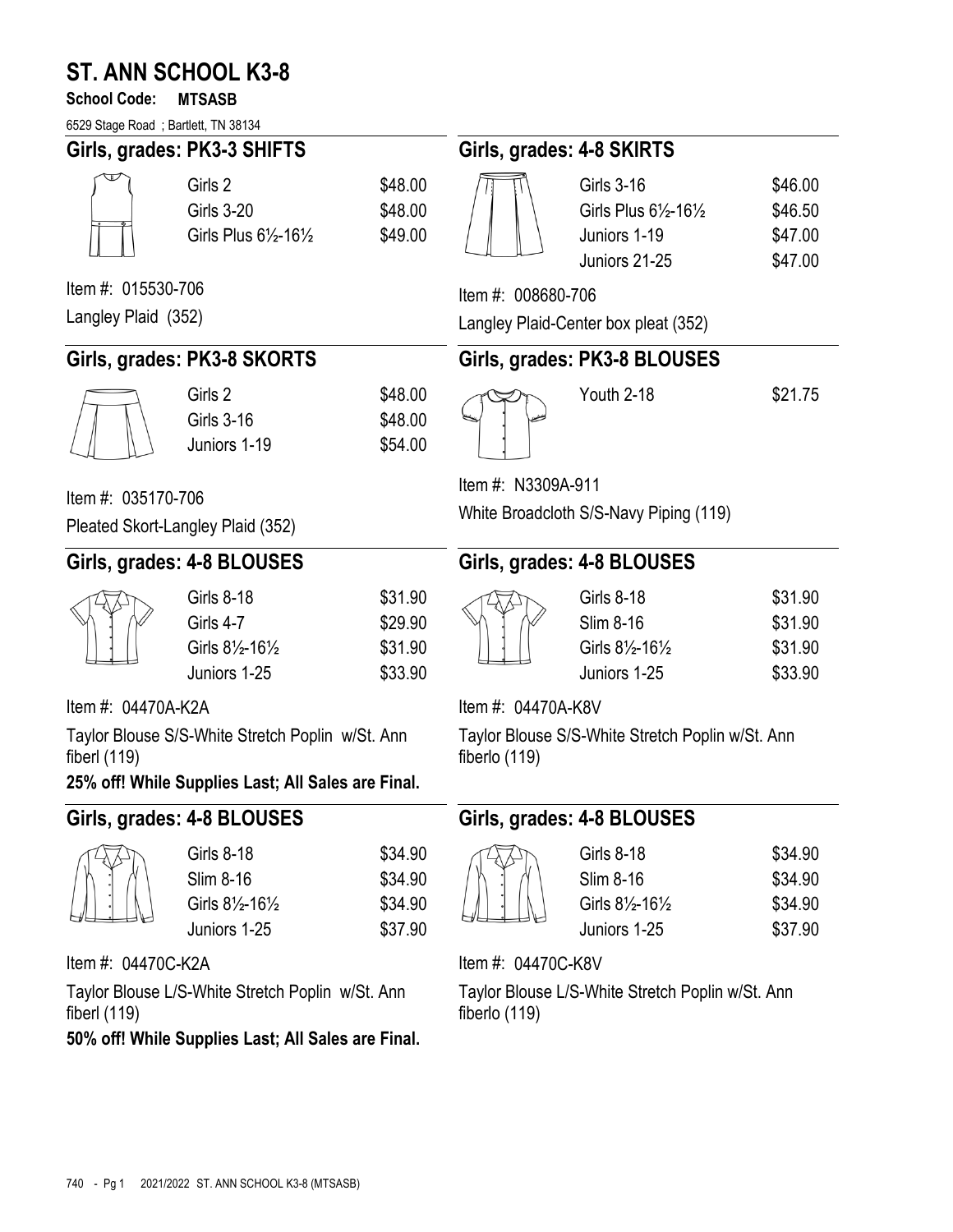# ST. ANN SCHOOL K3-8

**School Code: MTSASB**

6529 Stage Road ; Bartlett, TN 38134

## Girls, grades: PK3-3 SHIFTS

| Size | Price |
|---|---|
| Girls 2 | $48.00 |
| Girls 3-20 | $48.00 |
| Girls Plus 6½-16½ | $49.00 |

Item #: 015530-706

Langley Plaid (352)

## Girls, grades: PK3-8 SKORTS

| Size | Price |
|---|---|
| Girls 2 | $48.00 |
| Girls 3-16 | $48.00 |
| Juniors 1-19 | $54.00 |

Item #: 035170-706

Pleated Skort-Langley Plaid (352)

## Girls, grades: 4-8 BLOUSES

| Size | Price |
|---|---|
| Girls 8-18 | $31.90 |
| Girls 4-7 | $29.90 |
| Girls 8½-16½ | $31.90 |
| Juniors 1-25 | $33.90 |

Item #: 04470A-K2A

Taylor Blouse S/S-White Stretch Poplin w/St. Ann fiberl (119)

**25% off! While Supplies Last; All Sales are Final.**

## Girls, grades: 4-8 BLOUSES

| Size | Price |
|---|---|
| Girls 8-18 | $34.90 |
| Slim 8-16 | $34.90 |
| Girls 8½-16½ | $34.90 |
| Juniors 1-25 | $37.90 |

Item #: 04470C-K2A

Taylor Blouse L/S-White Stretch Poplin w/St. Ann fiberl (119)

**50% off! While Supplies Last; All Sales are Final.**

## Girls, grades: 4-8 SKIRTS

| Size | Price |
|---|---|
| Girls 3-16 | $46.00 |
| Girls Plus 6½-16½ | $46.50 |
| Juniors 1-19 | $47.00 |
| Juniors 21-25 | $47.00 |

Item #: 008680-706

Langley Plaid-Center box pleat (352)

## Girls, grades: PK3-8 BLOUSES

| Size | Price |
|---|---|
| Youth 2-18 | $21.75 |

Item #: N3309A-911

White Broadcloth S/S-Navy Piping (119)

## Girls, grades: 4-8 BLOUSES

| Size | Price |
|---|---|
| Girls 8-18 | $31.90 |
| Slim 8-16 | $31.90 |
| Girls 8½-16½ | $31.90 |
| Juniors 1-25 | $33.90 |

Item #: 04470A-K8V

Taylor Blouse S/S-White Stretch Poplin w/St. Ann fiberlo (119)

## Girls, grades: 4-8 BLOUSES

| Size | Price |
|---|---|
| Girls 8-18 | $34.90 |
| Slim 8-16 | $34.90 |
| Girls 8½-16½ | $34.90 |
| Juniors 1-25 | $37.90 |

Item #: 04470C-K8V

Taylor Blouse L/S-White Stretch Poplin w/St. Ann fiberlo (119)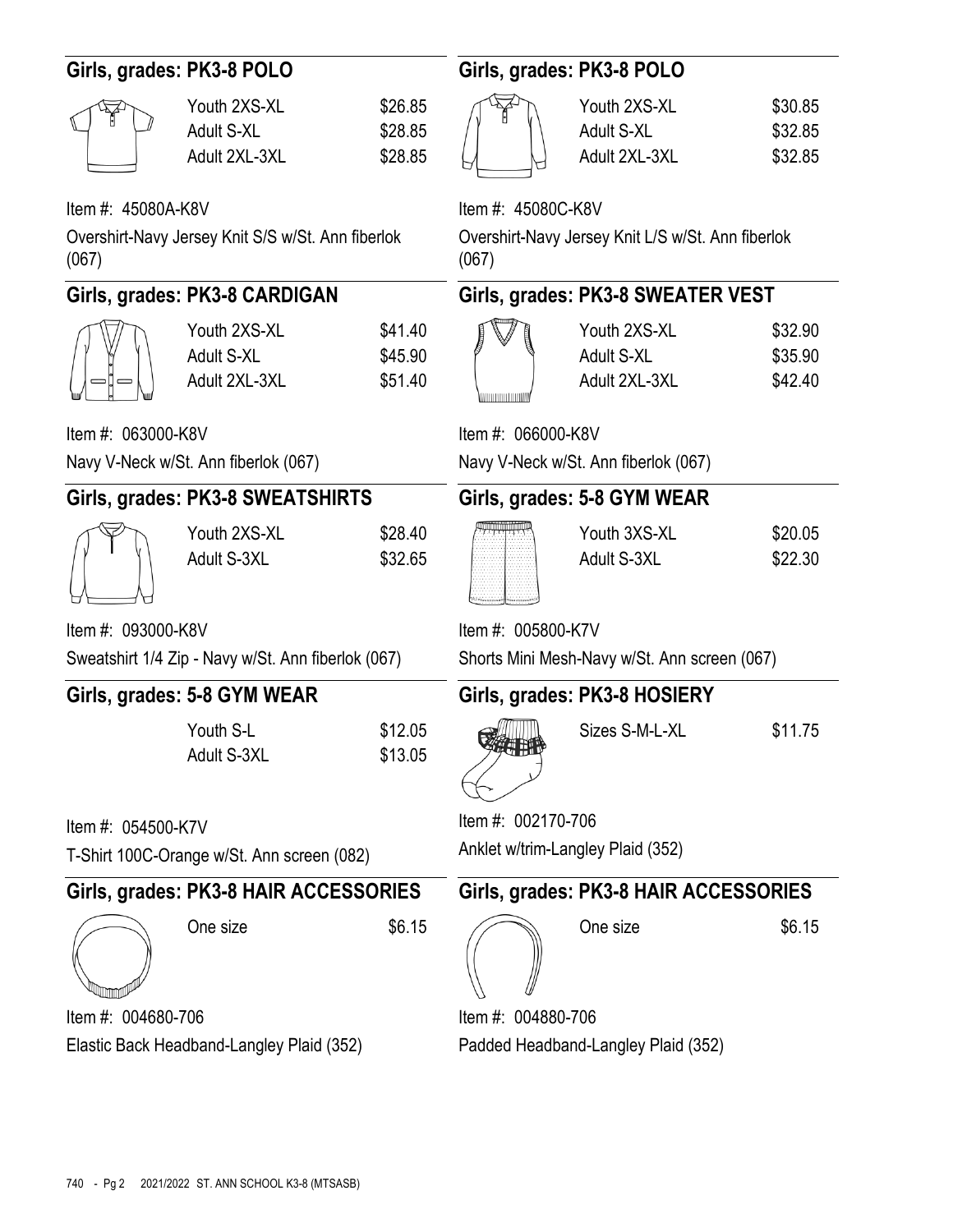## Girls, grades: PK3-8 POLO

| Size | Price |
|---|---|
| Youth 2XS-XL | $26.85 |
| Adult S-XL | $28.85 |
| Adult 2XL-3XL | $28.85 |

Item #: 45080A-K8V

Overshirt-Navy Jersey Knit S/S w/St. Ann fiberlok (067)

## Girls, grades: PK3-8 POLO

| Size | Price |
|---|---|
| Youth 2XS-XL | $30.85 |
| Adult S-XL | $32.85 |
| Adult 2XL-3XL | $32.85 |

Item #: 45080C-K8V

Overshirt-Navy Jersey Knit L/S w/St. Ann fiberlok (067)

## Girls, grades: PK3-8 CARDIGAN

| Size | Price |
|---|---|
| Youth 2XS-XL | $41.40 |
| Adult S-XL | $45.90 |
| Adult 2XL-3XL | $51.40 |

Item #: 063000-K8V

Navy V-Neck w/St. Ann fiberlok (067)

## Girls, grades: PK3-8 SWEATER VEST

| Size | Price |
|---|---|
| Youth 2XS-XL | $32.90 |
| Adult S-XL | $35.90 |
| Adult 2XL-3XL | $42.40 |

Item #: 066000-K8V

Navy V-Neck w/St. Ann fiberlok (067)

## Girls, grades: PK3-8 SWEATSHIRTS

| Size | Price |
|---|---|
| Youth 2XS-XL | $28.40 |
| Adult S-3XL | $32.65 |

Item #: 093000-K8V

Sweatshirt 1/4 Zip - Navy w/St. Ann fiberlok (067)

## Girls, grades: 5-8 GYM WEAR

| Size | Price |
|---|---|
| Youth 3XS-XL | $20.05 |
| Adult S-3XL | $22.30 |

Item #: 005800-K7V

Shorts Mini Mesh-Navy w/St. Ann screen (067)

## Girls, grades: 5-8 GYM WEAR

| Size | Price |
|---|---|
| Youth S-L | $12.05 |
| Adult S-3XL | $13.05 |

Item #: 054500-K7V

T-Shirt 100C-Orange w/St. Ann screen (082)

## Girls, grades: PK3-8 HOSIERY

| Size | Price |
|---|---|
| Sizes S-M-L-XL | $11.75 |

Item #: 002170-706

Anklet w/trim-Langley Plaid (352)

## Girls, grades: PK3-8 HAIR ACCESSORIES

| Size | Price |
|---|---|
| One size | $6.15 |

Item #: 004680-706

Elastic Back Headband-Langley Plaid (352)

## Girls, grades: PK3-8 HAIR ACCESSORIES

| Size | Price |
|---|---|
| One size | $6.15 |

Item #: 004880-706

Padded Headband-Langley Plaid (352)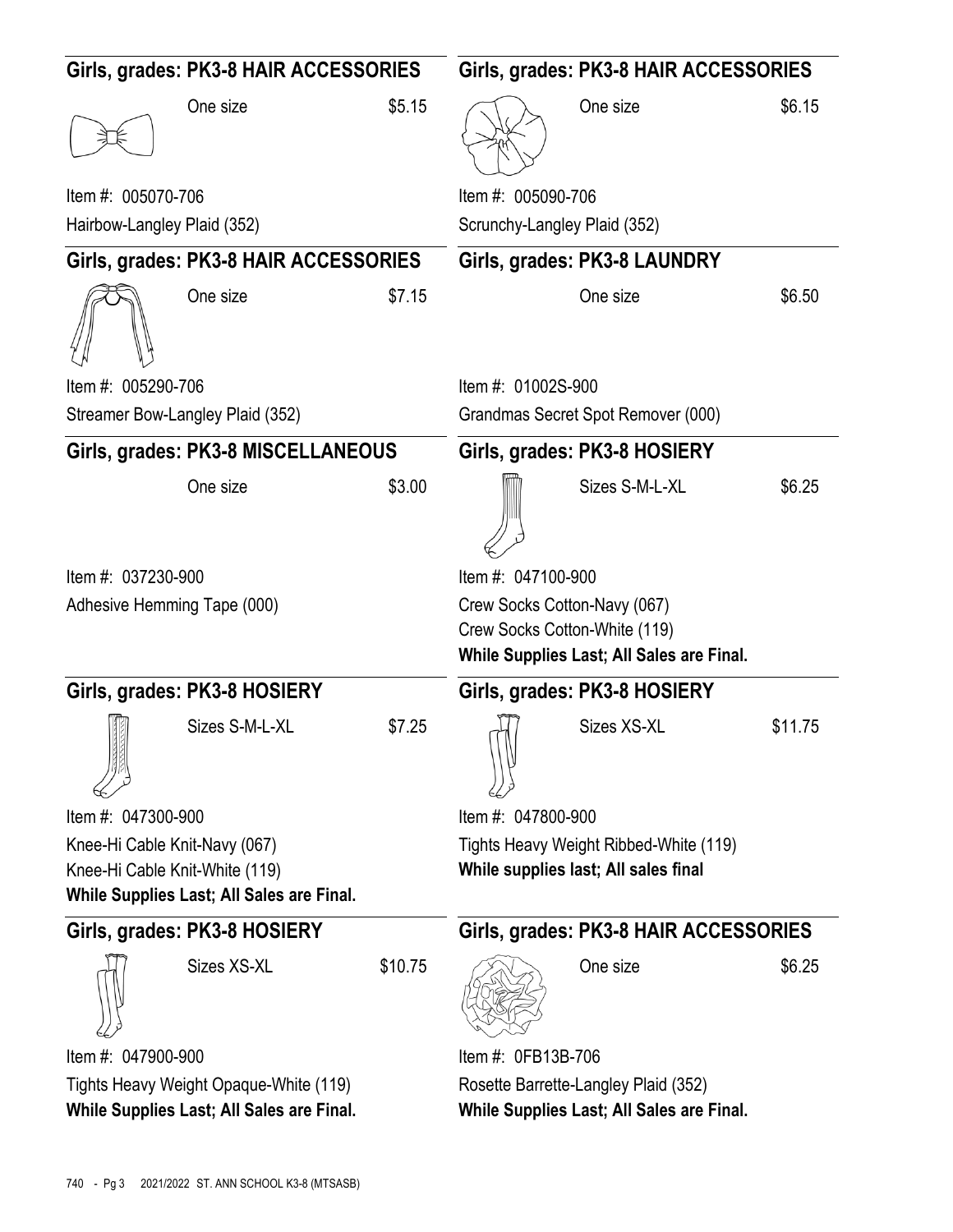## Girls, grades: PK3-8 HAIR ACCESSORIES

One size — $5.15

Item #: 005070-706

Hairbow-Langley Plaid (352)

## Girls, grades: PK3-8 HAIR ACCESSORIES

One size — $6.15

Item #: 005090-706

Scrunchy-Langley Plaid (352)

## Girls, grades: PK3-8 HAIR ACCESSORIES

One size — $7.15

Item #: 005290-706

Streamer Bow-Langley Plaid (352)

## Girls, grades: PK3-8 LAUNDRY

One size — $6.50

Item #: 01002S-900

Grandmas Secret Spot Remover (000)

## Girls, grades: PK3-8 MISCELLANEOUS

One size — $3.00

Item #: 037230-900

Adhesive Hemming Tape (000)

## Girls, grades: PK3-8 HOSIERY

Sizes S-M-L-XL — $6.25

Item #: 047100-900

Crew Socks Cotton-Navy (067)

Crew Socks Cotton-White (119)

**While Supplies Last; All Sales are Final.**

## Girls, grades: PK3-8 HOSIERY

Sizes S-M-L-XL — $7.25

Item #: 047300-900

Knee-Hi Cable Knit-Navy (067)

Knee-Hi Cable Knit-White (119)

**While Supplies Last; All Sales are Final.**

## Girls, grades: PK3-8 HOSIERY

Sizes XS-XL — $11.75

Item #: 047800-900

Tights Heavy Weight Ribbed-White (119)

**While supplies last; All sales final**

## Girls, grades: PK3-8 HOSIERY

Sizes XS-XL — $10.75

Item #: 047900-900

Tights Heavy Weight Opaque-White (119)

**While Supplies Last; All Sales are Final.**

## Girls, grades: PK3-8 HAIR ACCESSORIES

One size — $6.25

Item #: 0FB13B-706

Rosette Barrette-Langley Plaid (352)

**While Supplies Last; All Sales are Final.**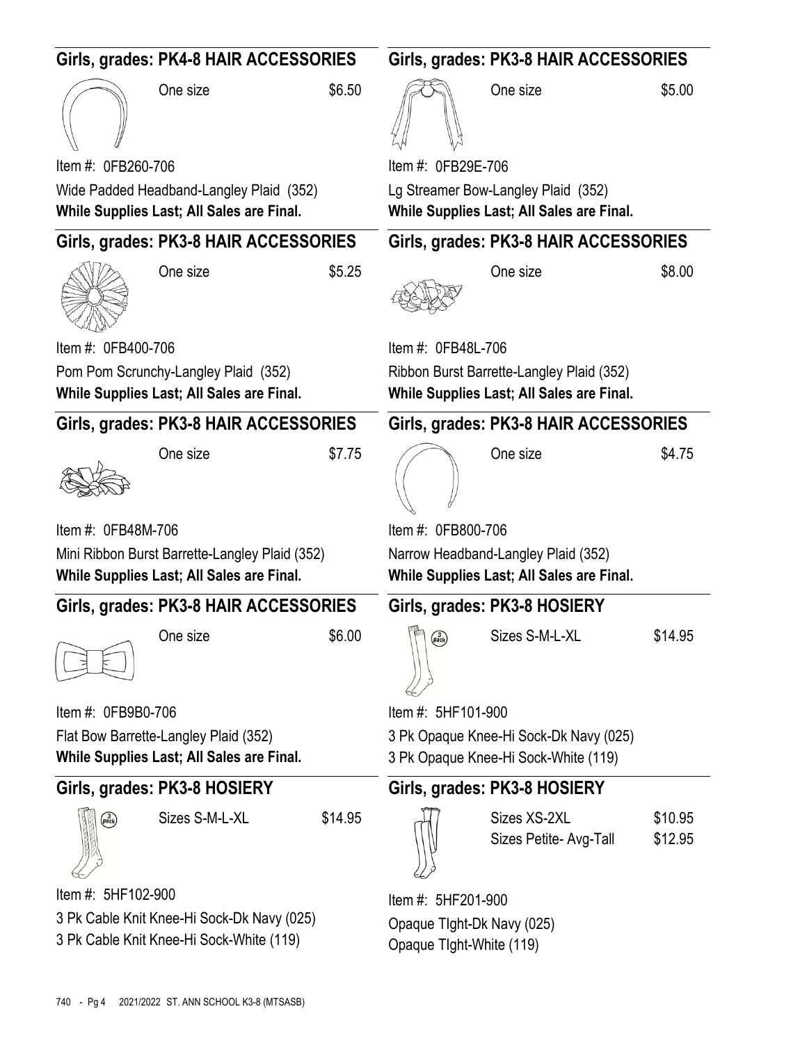## Girls, grades: PK4-8 HAIR ACCESSORIES

One size — $6.50

Item #: 0FB260-706

Wide Padded Headband-Langley Plaid (352)

**While Supplies Last; All Sales are Final.**

## Girls, grades: PK3-8 HAIR ACCESSORIES

One size — $5.25

Item #: 0FB400-706

Pom Pom Scrunchy-Langley Plaid (352)

**While Supplies Last; All Sales are Final.**

## Girls, grades: PK3-8 HAIR ACCESSORIES

One size — $7.75

Item #: 0FB48M-706

Mini Ribbon Burst Barrette-Langley Plaid (352)

**While Supplies Last; All Sales are Final.**

## Girls, grades: PK3-8 HAIR ACCESSORIES

One size — $6.00

Item #: 0FB9B0-706

Flat Bow Barrette-Langley Plaid (352)

**While Supplies Last; All Sales are Final.**

## Girls, grades: PK3-8 HOSIERY

Sizes S-M-L-XL — $14.95

Item #: 5HF102-900

3 Pk Cable Knit Knee-Hi Sock-Dk Navy (025)

3 Pk Cable Knit Knee-Hi Sock-White (119)

## Girls, grades: PK3-8 HAIR ACCESSORIES

One size — $5.00

Item #: 0FB29E-706

Lg Streamer Bow-Langley Plaid (352)

**While Supplies Last; All Sales are Final.**

## Girls, grades: PK3-8 HAIR ACCESSORIES

One size — $8.00

Item #: 0FB48L-706

Ribbon Burst Barrette-Langley Plaid (352)

**While Supplies Last; All Sales are Final.**

## Girls, grades: PK3-8 HAIR ACCESSORIES

One size — $4.75

Item #: 0FB800-706

Narrow Headband-Langley Plaid (352)

**While Supplies Last; All Sales are Final.**

## Girls, grades: PK3-8 HOSIERY

Sizes S-M-L-XL — $14.95

Item #: 5HF101-900

3 Pk Opaque Knee-Hi Sock-Dk Navy (025)

3 Pk Opaque Knee-Hi Sock-White (119)

## Girls, grades: PK3-8 HOSIERY

Sizes XS-2XL — $10.95

Sizes Petite- Avg-Tall — $12.95

Item #: 5HF201-900

Opaque TIght-Dk Navy (025)

Opaque TIght-White (119)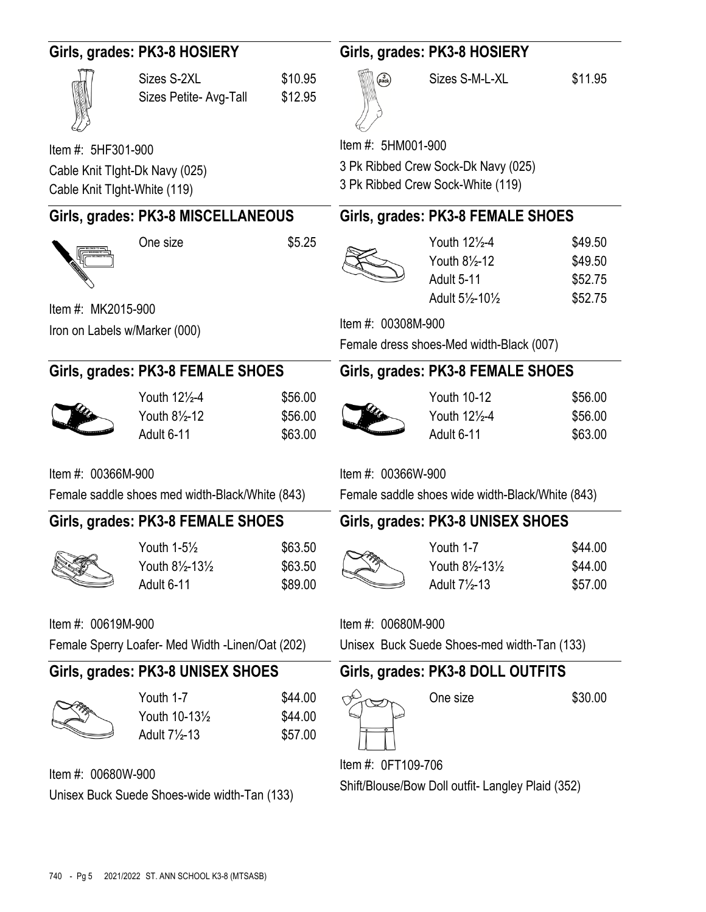## Girls, grades: PK3-8 HOSIERY

| Size | Price |
|---|---|
| Sizes S-2XL | $10.95 |
| Sizes Petite- Avg-Tall | $12.95 |

Item #: 5HF301-900

Cable Knit TIght-Dk Navy (025)

Cable Knit TIght-White (119)

## Girls, grades: PK3-8 MISCELLANEOUS

| Size | Price |
|---|---|
| One size | $5.25 |

Item #: MK2015-900

Iron on Labels w/Marker (000)

## Girls, grades: PK3-8 FEMALE SHOES

| Size | Price |
|---|---|
| Youth 12½-4 | $56.00 |
| Youth 8½-12 | $56.00 |
| Adult 6-11 | $63.00 |

Item #: 00366M-900

Female saddle shoes med width-Black/White (843)

## Girls, grades: PK3-8 FEMALE SHOES

| Size | Price |
|---|---|
| Youth 1-5½ | $63.50 |
| Youth 8½-13½ | $63.50 |
| Adult 6-11 | $89.00 |

Item #: 00619M-900

Female Sperry Loafer- Med Width -Linen/Oat (202)

## Girls, grades: PK3-8 UNISEX SHOES

| Size | Price |
|---|---|
| Youth 1-7 | $44.00 |
| Youth 10-13½ | $44.00 |
| Adult 7½-13 | $57.00 |

Item #: 00680W-900

Unisex Buck Suede Shoes-wide width-Tan (133)

## Girls, grades: PK3-8 HOSIERY

| Size | Price |
|---|---|
| Sizes S-M-L-XL | $11.95 |

Item #: 5HM001-900

3 Pk Ribbed Crew Sock-Dk Navy (025)

3 Pk Ribbed Crew Sock-White (119)

## Girls, grades: PK3-8 FEMALE SHOES

| Size | Price |
|---|---|
| Youth 12½-4 | $49.50 |
| Youth 8½-12 | $49.50 |
| Adult 5-11 | $52.75 |
| Adult 5½-10½ | $52.75 |

Item #: 00308M-900

Female dress shoes-Med width-Black (007)

## Girls, grades: PK3-8 FEMALE SHOES

| Size | Price |
|---|---|
| Youth 10-12 | $56.00 |
| Youth 12½-4 | $56.00 |
| Adult 6-11 | $63.00 |

Item #: 00366W-900

Female saddle shoes wide width-Black/White (843)

## Girls, grades: PK3-8 UNISEX SHOES

| Size | Price |
|---|---|
| Youth 1-7 | $44.00 |
| Youth 8½-13½ | $44.00 |
| Adult 7½-13 | $57.00 |

Item #: 00680M-900

Unisex Buck Suede Shoes-med width-Tan (133)

## Girls, grades: PK3-8 DOLL OUTFITS

| Size | Price |
|---|---|
| One size | $30.00 |

Item #: 0FT109-706

Shift/Blouse/Bow Doll outfit- Langley Plaid (352)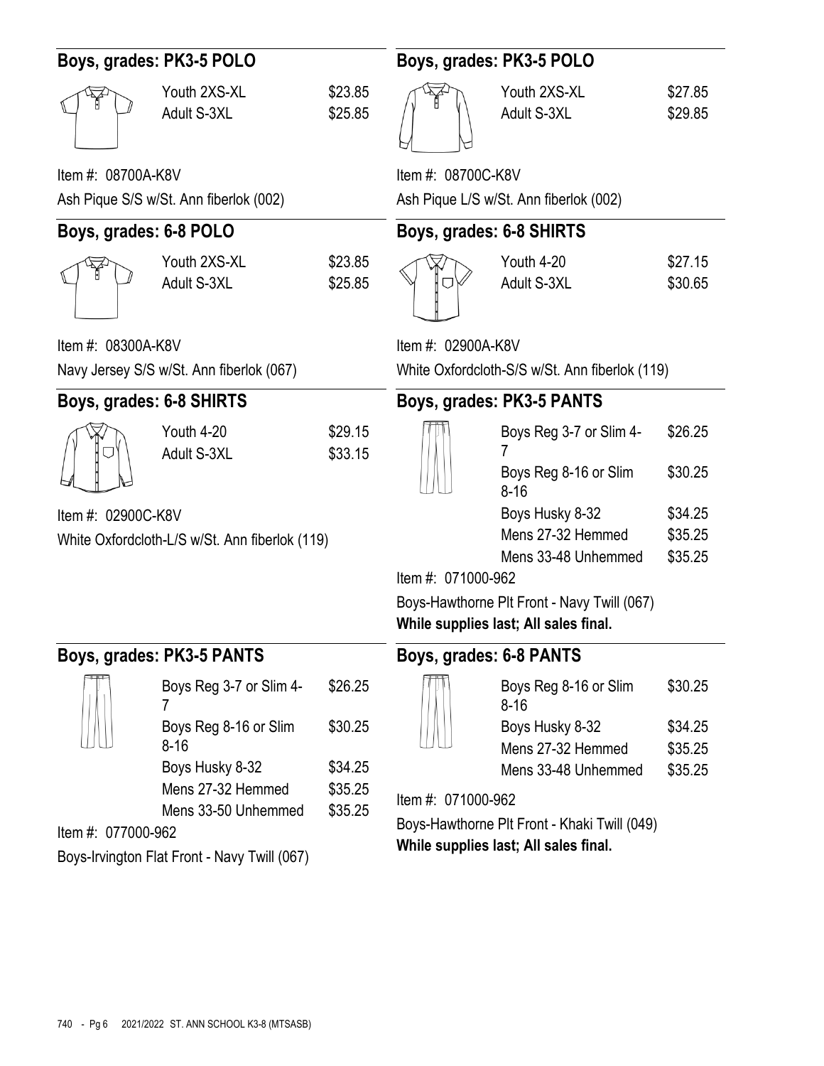## Boys, grades: PK3-5 POLO

| Size | Price |
| --- | --- |
| Youth 2XS-XL | $23.85 |
| Adult S-3XL | $25.85 |

Item #: 08700A-K8V

Ash Pique S/S w/St. Ann fiberlok (002)

## Boys, grades: PK3-5 POLO

| Size | Price |
| --- | --- |
| Youth 2XS-XL | $27.85 |
| Adult S-3XL | $29.85 |

Item #: 08700C-K8V

Ash Pique L/S w/St. Ann fiberlok (002)

## Boys, grades: 6-8 POLO

| Size | Price |
| --- | --- |
| Youth 2XS-XL | $23.85 |
| Adult S-3XL | $25.85 |

Item #: 08300A-K8V

Navy Jersey S/S w/St. Ann fiberlok (067)

## Boys, grades: 6-8 SHIRTS

| Size | Price |
| --- | --- |
| Youth 4-20 | $27.15 |
| Adult S-3XL | $30.65 |

Item #: 02900A-K8V

White Oxfordcloth-S/S w/St. Ann fiberlok (119)

## Boys, grades: 6-8 SHIRTS

| Size | Price |
| --- | --- |
| Youth 4-20 | $29.15 |
| Adult S-3XL | $33.15 |

Item #: 02900C-K8V

White Oxfordcloth-L/S w/St. Ann fiberlok (119)

## Boys, grades: PK3-5 PANTS

| Size | Price |
| --- | --- |
| Boys Reg 3-7 or Slim 4-7 | $26.25 |
| Boys Reg 8-16 or Slim 8-16 | $30.25 |
| Boys Husky 8-32 | $34.25 |
| Mens 27-32 Hemmed | $35.25 |
| Mens 33-48 Unhemmed | $35.25 |

Item #: 071000-962

Boys-Hawthorne Plt Front - Navy Twill (067)

**While supplies last; All sales final.**

## Boys, grades: PK3-5 PANTS

| Size | Price |
| --- | --- |
| Boys Reg 3-7 or Slim 4-7 | $26.25 |
| Boys Reg 8-16 or Slim 8-16 | $30.25 |
| Boys Husky 8-32 | $34.25 |
| Mens 27-32 Hemmed | $35.25 |
| Mens 33-50 Unhemmed | $35.25 |

Item #: 077000-962

Boys-Irvington Flat Front - Navy Twill (067)

## Boys, grades: 6-8 PANTS

| Size | Price |
| --- | --- |
| Boys Reg 8-16 or Slim 8-16 | $30.25 |
| Boys Husky 8-32 | $34.25 |
| Mens 27-32 Hemmed | $35.25 |
| Mens 33-48 Unhemmed | $35.25 |

Item #: 071000-962

Boys-Hawthorne Plt Front - Khaki Twill (049)

**While supplies last; All sales final.**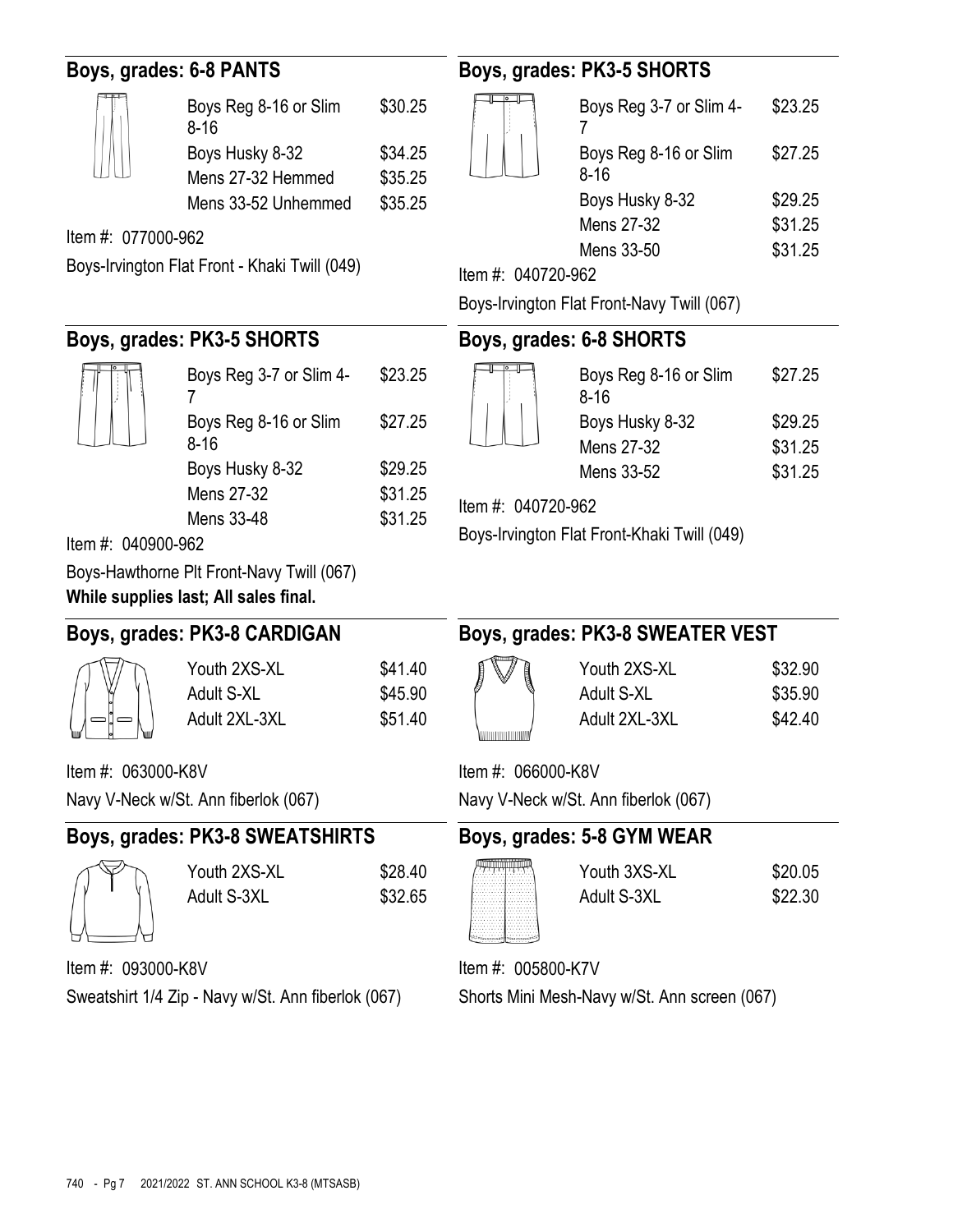## Boys, grades: 6-8 PANTS

| | |
|---|---|
| Boys Reg 8-16 or Slim 8-16 | $30.25 |
| Boys Husky 8-32 | $34.25 |
| Mens 27-32 Hemmed | $35.25 |
| Mens 33-52 Unhemmed | $35.25 |

Item #: 077000-962

Boys-Irvington Flat Front - Khaki Twill (049)

## Boys, grades: PK3-5 SHORTS

| | |
|---|---|
| Boys Reg 3-7 or Slim 4-7 | $23.25 |
| Boys Reg 8-16 or Slim 8-16 | $27.25 |
| Boys Husky 8-32 | $29.25 |
| Mens 27-32 | $31.25 |
| Mens 33-50 | $31.25 |

Item #: 040720-962

Boys-Irvington Flat Front-Navy Twill (067)

## Boys, grades: PK3-5 SHORTS

| | |
|---|---|
| Boys Reg 3-7 or Slim 4-7 | $23.25 |
| Boys Reg 8-16 or Slim 8-16 | $27.25 |
| Boys Husky 8-32 | $29.25 |
| Mens 27-32 | $31.25 |
| Mens 33-48 | $31.25 |

Item #: 040900-962

Boys-Hawthorne Plt Front-Navy Twill (067)

**While supplies last; All sales final.**

## Boys, grades: 6-8 SHORTS

| | |
|---|---|
| Boys Reg 8-16 or Slim 8-16 | $27.25 |
| Boys Husky 8-32 | $29.25 |
| Mens 27-32 | $31.25 |
| Mens 33-52 | $31.25 |

Item #: 040720-962

Boys-Irvington Flat Front-Khaki Twill (049)

## Boys, grades: PK3-8 CARDIGAN

| | |
|---|---|
| Youth 2XS-XL | $41.40 |
| Adult S-XL | $45.90 |
| Adult 2XL-3XL | $51.40 |

Item #: 063000-K8V

Navy V-Neck w/St. Ann fiberlok (067)

## Boys, grades: PK3-8 SWEATER VEST

| | |
|---|---|
| Youth 2XS-XL | $32.90 |
| Adult S-XL | $35.90 |
| Adult 2XL-3XL | $42.40 |

Item #: 066000-K8V

Navy V-Neck w/St. Ann fiberlok (067)

## Boys, grades: PK3-8 SWEATSHIRTS

| | |
|---|---|
| Youth 2XS-XL | $28.40 |
| Adult S-3XL | $32.65 |

Item #: 093000-K8V

Sweatshirt 1/4 Zip - Navy w/St. Ann fiberlok (067)

## Boys, grades: 5-8 GYM WEAR

| | |
|---|---|
| Youth 3XS-XL | $20.05 |
| Adult S-3XL | $22.30 |

Item #: 005800-K7V

Shorts Mini Mesh-Navy w/St. Ann screen (067)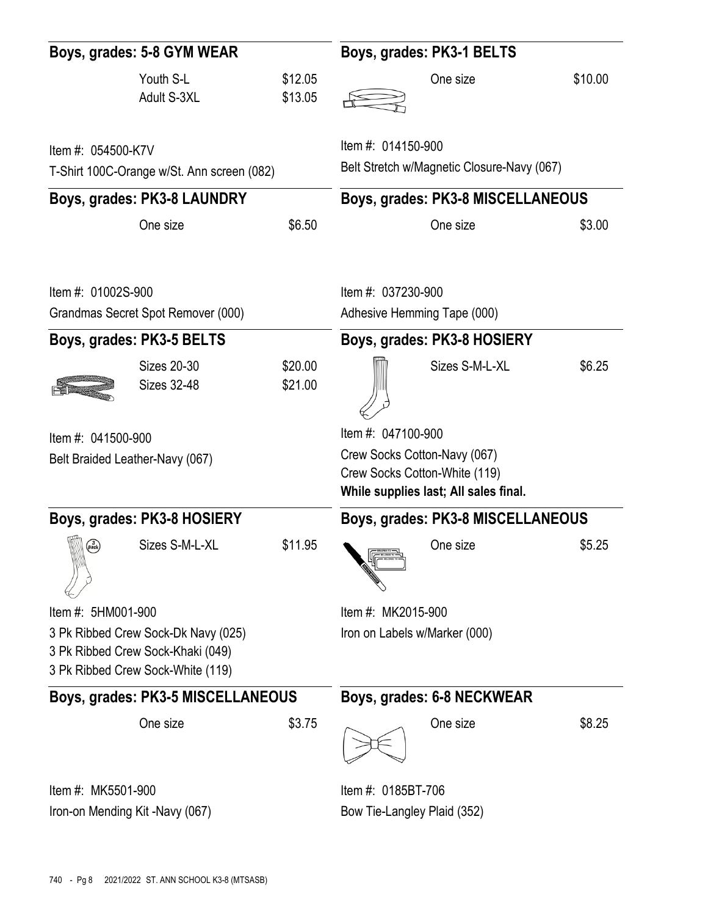## Boys, grades: 5-8 GYM WEAR

| Size | Price |
|---|---|
| Youth S-L | $12.05 |
| Adult S-3XL | $13.05 |

Item #: 054500-K7V
T-Shirt 100C-Orange w/St. Ann screen (082)

## Boys, grades: PK3-8 LAUNDRY

| Size | Price |
|---|---|
| One size | $6.50 |

Item #: 01002S-900
Grandmas Secret Spot Remover (000)

## Boys, grades: PK3-5 BELTS

| Size | Price |
|---|---|
| Sizes 20-30 | $20.00 |
| Sizes 32-48 | $21.00 |

Item #: 041500-900
Belt Braided Leather-Navy (067)

## Boys, grades: PK3-8 HOSIERY

| Size | Price |
|---|---|
| Sizes S-M-L-XL | $11.95 |

Item #: 5HM001-900
3 Pk Ribbed Crew Sock-Dk Navy (025)
3 Pk Ribbed Crew Sock-Khaki (049)
3 Pk Ribbed Crew Sock-White (119)

## Boys, grades: PK3-5 MISCELLANEOUS

| Size | Price |
|---|---|
| One size | $3.75 |

Item #: MK5501-900
Iron-on Mending Kit -Navy (067)

## Boys, grades: PK3-1 BELTS

| Size | Price |
|---|---|
| One size | $10.00 |

Item #: 014150-900
Belt Stretch w/Magnetic Closure-Navy (067)

## Boys, grades: PK3-8 MISCELLANEOUS

| Size | Price |
|---|---|
| One size | $3.00 |

Item #: 037230-900
Adhesive Hemming Tape (000)

## Boys, grades: PK3-8 HOSIERY

| Size | Price |
|---|---|
| Sizes S-M-L-XL | $6.25 |

Item #: 047100-900
Crew Socks Cotton-Navy (067)
Crew Socks Cotton-White (119)
**While supplies last; All sales final.**

## Boys, grades: PK3-8 MISCELLANEOUS

| Size | Price |
|---|---|
| One size | $5.25 |

Item #: MK2015-900
Iron on Labels w/Marker (000)

## Boys, grades: 6-8 NECKWEAR

| Size | Price |
|---|---|
| One size | $8.25 |

Item #: 0185BT-706
Bow Tie-Langley Plaid (352)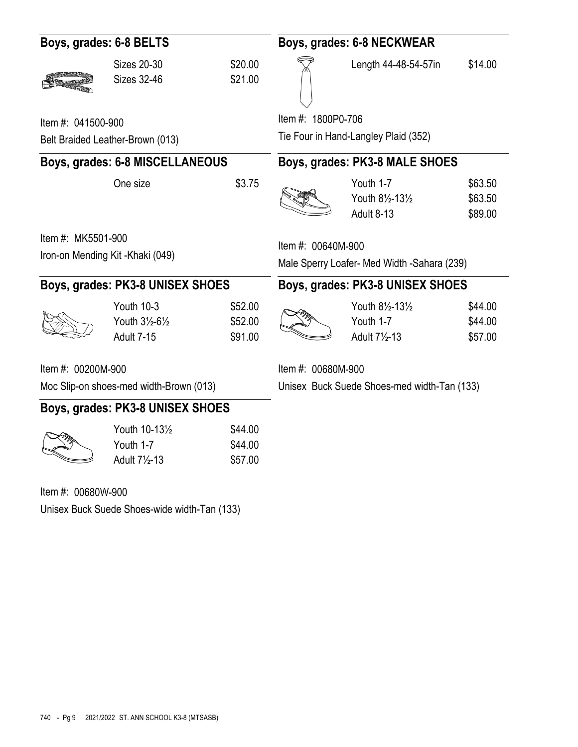## Boys, grades: 6-8 BELTS

| Size | Price |
|---|---|
| Sizes 20-30 | $20.00 |
| Sizes 32-46 | $21.00 |

Item #: 041500-900

Belt Braided Leather-Brown (013)

## Boys, grades: 6-8 MISCELLANEOUS

| Size | Price |
|---|---|
| One size | $3.75 |

Item #: MK5501-900

Iron-on Mending Kit -Khaki (049)

## Boys, grades: PK3-8 UNISEX SHOES

| Size | Price |
|---|---|
| Youth 10-3 | $52.00 |
| Youth 3½-6½ | $52.00 |
| Adult 7-15 | $91.00 |

Item #: 00200M-900

Moc Slip-on shoes-med width-Brown (013)

## Boys, grades: PK3-8 UNISEX SHOES

| Size | Price |
|---|---|
| Youth 10-13½ | $44.00 |
| Youth 1-7 | $44.00 |
| Adult 7½-13 | $57.00 |

Item #: 00680W-900

Unisex Buck Suede Shoes-wide width-Tan (133)

## Boys, grades: 6-8 NECKWEAR

| Size | Price |
|---|---|
| Length 44-48-54-57in | $14.00 |

Item #: 1800P0-706

Tie Four in Hand-Langley Plaid (352)

## Boys, grades: PK3-8 MALE SHOES

| Size | Price |
|---|---|
| Youth 1-7 | $63.50 |
| Youth 8½-13½ | $63.50 |
| Adult 8-13 | $89.00 |

Item #: 00640M-900

Male Sperry Loafer- Med Width -Sahara (239)

## Boys, grades: PK3-8 UNISEX SHOES

| Size | Price |
|---|---|
| Youth 8½-13½ | $44.00 |
| Youth 1-7 | $44.00 |
| Adult 7½-13 | $57.00 |

Item #: 00680M-900

Unisex Buck Suede Shoes-med width-Tan (133)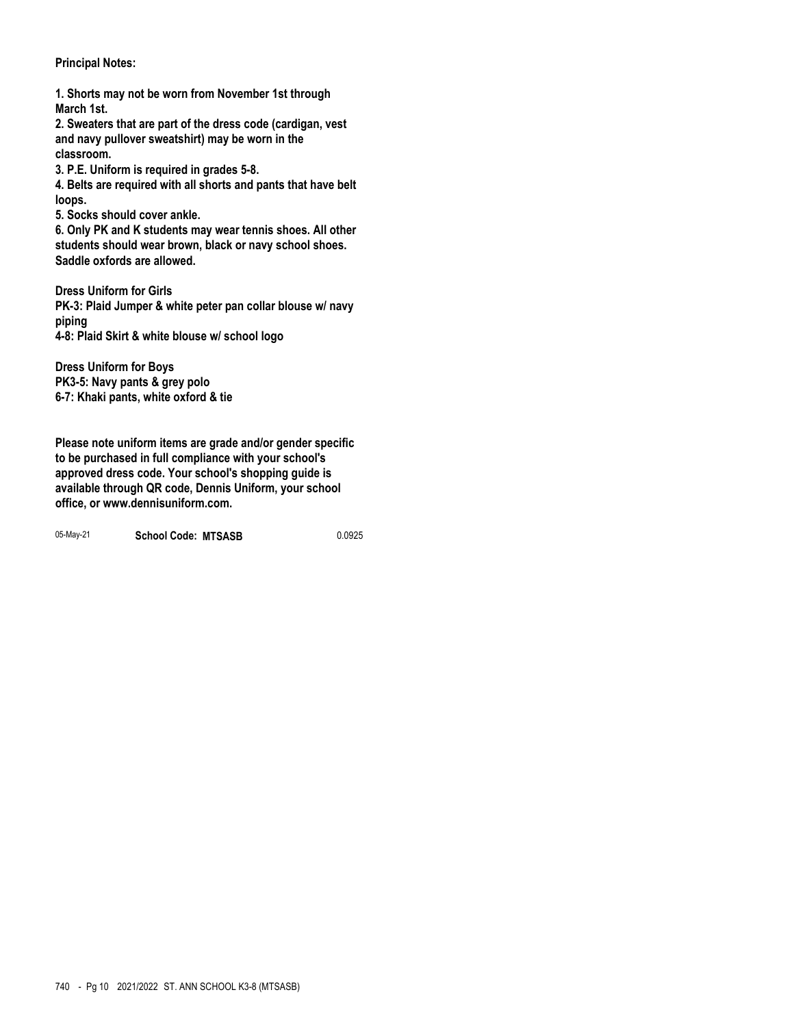**Principal Notes:**

1. Shorts may not be worn from November 1st through March 1st.
2. Sweaters that are part of the dress code (cardigan, vest and navy pullover sweatshirt) may be worn in the classroom.
3. P.E. Uniform is required in grades 5-8.
4. Belts are required with all shorts and pants that have belt loops.
5. Socks should cover ankle.
6. Only PK and K students may wear tennis shoes. All other students should wear brown, black or navy school shoes. Saddle oxfords are allowed.

**Dress Uniform for Girls**
**PK-3: Plaid Jumper & white peter pan collar blouse w/ navy piping**
**4-8: Plaid Skirt & white blouse w/ school logo**

**Dress Uniform for Boys**
**PK3-5: Navy pants & grey polo**
**6-7: Khaki pants, white oxford & tie**

**Please note uniform items are grade and/or gender specific to be purchased in full compliance with your school's approved dress code. Your school's shopping guide is available through QR code, Dennis Uniform, your school office, or www.dennisuniform.com.**

05-May-21 **School Code: MTSASB** 0.0925